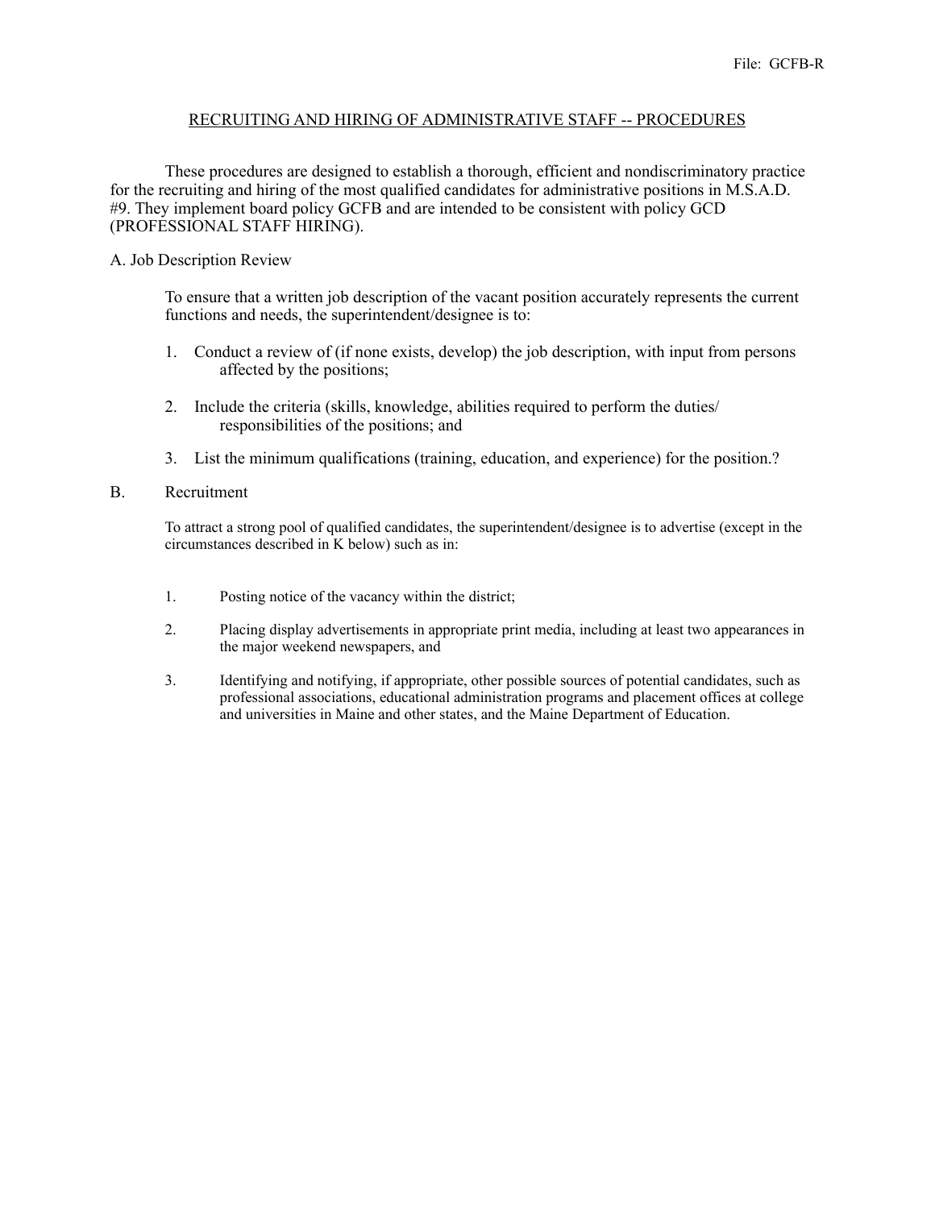File: GCFB-R

## RECRUITING AND HIRING OF ADMINISTRATIVE STAFF -- PROCEDURES

These procedures are designed to establish a thorough, efficient and nondiscriminatory practice for the recruiting and hiring of the most qualified candidates for administrative positions in M.S.A.D. #9. They implement board policy GCFB and are intended to be consistent with policy GCD (PROFESSIONAL STAFF HIRING).

### A. Job Description Review

To ensure that a written job description of the vacant position accurately represents the current functions and needs, the superintendent/designee is to:

1. Conduct a review of (if none exists, develop) the job description, with input from persons affected by the positions;

2. Include the criteria (skills, knowledge, abilities required to perform the duties/ responsibilities of the positions; and

3. List the minimum qualifications (training, education, and experience) for the position.?

### B. Recruitment

To attract a strong pool of qualified candidates, the superintendent/designee is to advertise (except in the circumstances described in K below) such as in:

1. Posting notice of the vacancy within the district;

2. Placing display advertisements in appropriate print media, including at least two appearances in the major weekend newspapers, and

3. Identifying and notifying, if appropriate, other possible sources of potential candidates, such as professional associations, educational administration programs and placement offices at college and universities in Maine and other states, and the Maine Department of Education.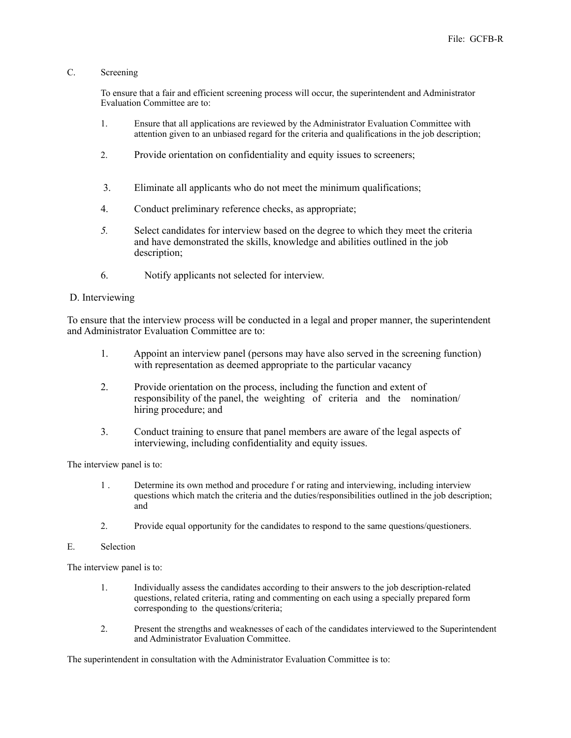C. Screening

To ensure that a fair and efficient screening process will occur, the superintendent and Administrator Evaluation Committee are to:

1. Ensure that all applications are reviewed by the Administrator Evaluation Committee with attention given to an unbiased regard for the criteria and qualifications in the job description;
2. Provide orientation on confidentiality and equity issues to screeners;
3. Eliminate all applicants who do not meet the minimum qualifications;
4. Conduct preliminary reference checks, as appropriate;
5. Select candidates for interview based on the degree to which they meet the criteria and have demonstrated the skills, knowledge and abilities outlined in the job description;
6. Notify applicants not selected for interview.

D. Interviewing

To ensure that the interview process will be conducted in a legal and proper manner, the superintendent and Administrator Evaluation Committee are to:

1. Appoint an interview panel (persons may have also served in the screening function) with representation as deemed appropriate to the particular vacancy
2. Provide orientation on the process, including the function and extent of responsibility of the panel, the weighting of criteria and the nomination/ hiring procedure; and
3. Conduct training to ensure that panel members are aware of the legal aspects of interviewing, including confidentiality and equity issues.

The interview panel is to:

1. Determine its own method and procedure f or rating and interviewing, including interview questions which match the criteria and the duties/responsibilities outlined in the job description; and
2. Provide equal opportunity for the candidates to respond to the same questions/questioners.

E. Selection

The interview panel is to:

1. Individually assess the candidates according to their answers to the job description-related questions, related criteria, rating and commenting on each using a specially prepared form corresponding to the questions/criteria;
2. Present the strengths and weaknesses of each of the candidates interviewed to the Superintendent and Administrator Evaluation Committee.

The superintendent in consultation with the Administrator Evaluation Committee is to: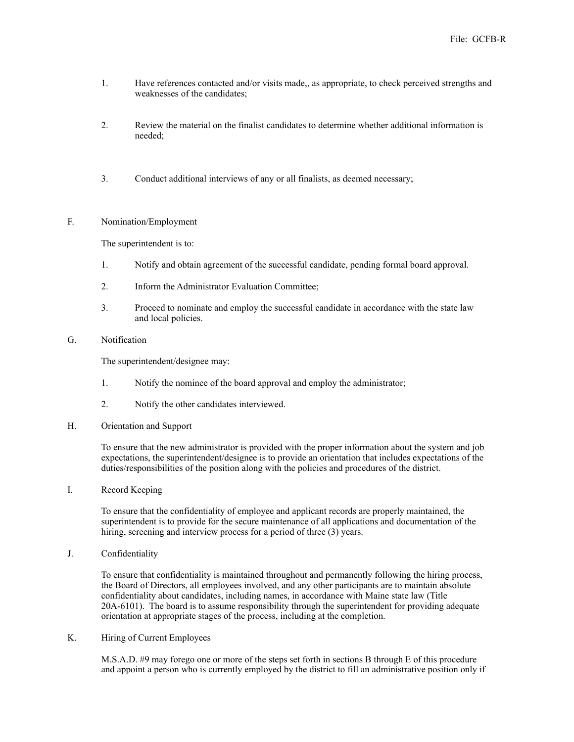1. Have references contacted and/or visits made,, as appropriate, to check perceived strengths and weaknesses of the candidates;

2. Review the material on the finalist candidates to determine whether additional information is needed;

3. Conduct additional interviews of any or all finalists, as deemed necessary;

F. Nomination/Employment

The superintendent is to:

1. Notify and obtain agreement of the successful candidate, pending formal board approval.

2. Inform the Administrator Evaluation Committee;

3. Proceed to nominate and employ the successful candidate in accordance with the state law and local policies.

G. Notification

The superintendent/designee may:

1. Notify the nominee of the board approval and employ the administrator;

2. Notify the other candidates interviewed.

H. Orientation and Support

To ensure that the new administrator is provided with the proper information about the system and job expectations, the superintendent/designee is to provide an orientation that includes expectations of the duties/responsibilities of the position along with the policies and procedures of the district.

I. Record Keeping

To ensure that the confidentiality of employee and applicant records are properly maintained, the superintendent is to provide for the secure maintenance of all applications and documentation of the hiring, screening and interview process for a period of three (3) years.

J. Confidentiality

To ensure that confidentiality is maintained throughout and permanently following the hiring process, the Board of Directors, all employees involved, and any other participants are to maintain absolute confidentiality about candidates, including names, in accordance with Maine state law (Title 20A-6101). The board is to assume responsibility through the superintendent for providing adequate orientation at appropriate stages of the process, including at the completion.

K. Hiring of Current Employees

M.S.A.D. #9 may forego one or more of the steps set forth in sections B through E of this procedure and appoint a person who is currently employed by the district to fill an administrative position only if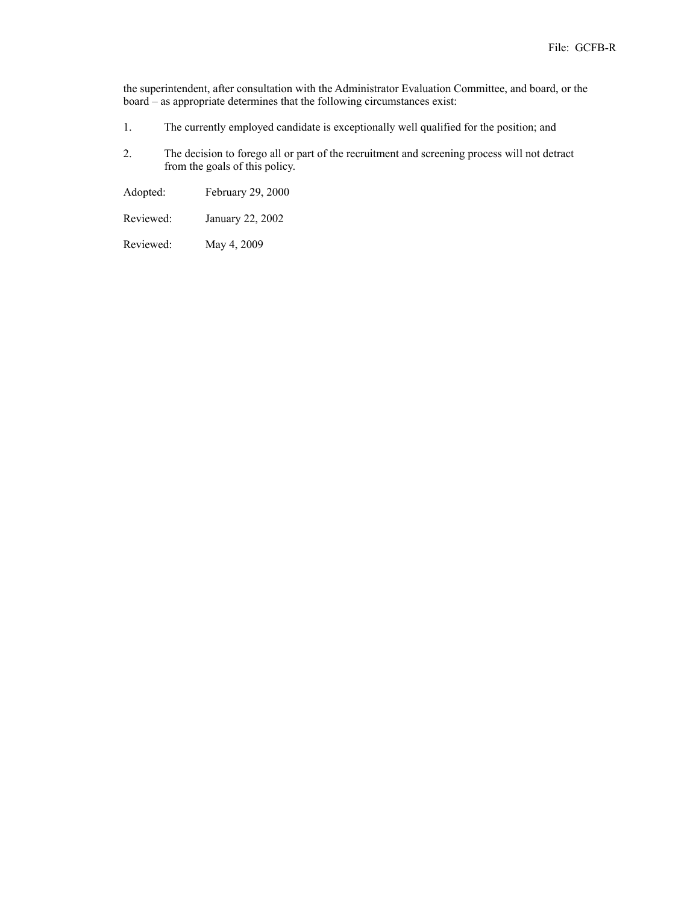the superintendent, after consultation with the Administrator Evaluation Committee, and board, or the board – as appropriate determines that the following circumstances exist:

1. The currently employed candidate is exceptionally well qualified for the position; and

2. The decision to forego all or part of the recruitment and screening process will not detract from the goals of this policy.

Adopted: February 29, 2000

Reviewed: January 22, 2002

Reviewed: May 4, 2009